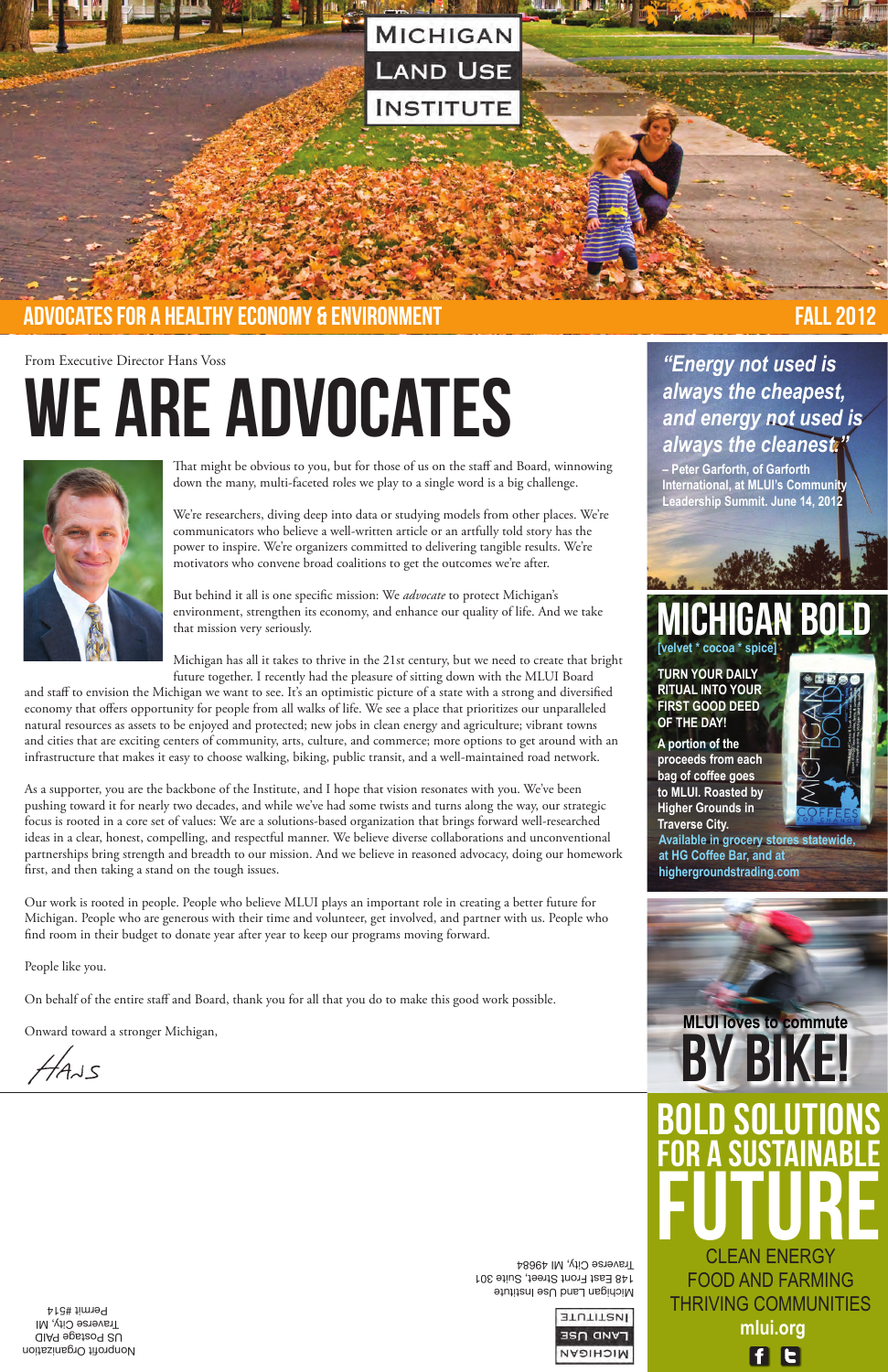# MICHIGAN LAND USE INSTITUTE

**ADVOCATES FOR A HEALTHY ECONOMY & ENVIRONMENT** — **FALL 2012**

From Executive Director Hans Voss

# WE ARE ADVOCATES

That might be obvious to you, but for those of us on the staff and Board, winnowing down the many, multi-faceted roles we play to a single word is a big challenge.

We're researchers, diving deep into data or studying models from other places. We're communicators who believe a well-written article or an artfully told story has the power to inspire. We're organizers committed to delivering tangible results. We're motivators who convene broad coalitions to get the outcomes we're after.

But behind it all is one specific mission: We *advocate* to protect Michigan's environment, strengthen its economy, and enhance our quality of life. And we take that mission very seriously.

Michigan has all it takes to thrive in the 21st century, but we need to create that bright future together. I recently had the pleasure of sitting down with the MLUI Board and staff to envision the Michigan we want to see. It's an optimistic picture of a state with a strong and diversified economy that offers opportunity for people from all walks of life. We see a place that prioritizes our unparalleled natural resources as assets to be enjoyed and protected; new jobs in clean energy and agriculture; vibrant towns and cities that are exciting centers of community, arts, culture, and commerce; more options to get around with an infrastructure that makes it easy to choose walking, biking, public transit, and a well-maintained road network.

As a supporter, you are the backbone of the Institute, and I hope that vision resonates with you. We've been pushing toward it for nearly two decades, and while we've had some twists and turns along the way, our strategic focus is rooted in a core set of values: We are a solutions-based organization that brings forward well-researched ideas in a clear, honest, compelling, and respectful manner. We believe diverse collaborations and unconventional partnerships bring strength and breadth to our mission. And we believe in reasoned advocacy, doing our homework first, and then taking a stand on the tough issues.

Our work is rooted in people. People who believe MLUI plays an important role in creating a better future for Michigan. People who are generous with their time and volunteer, get involved, and partner with us. People who find room in their budget to donate year after year to keep our programs moving forward.

People like you.

On behalf of the entire staff and Board, thank you for all that you do to make this good work possible.

Onward toward a stronger Michigan,

Hans

---

*"Energy not used is always the cheapest, and energy not used is always the cleanest."*

– Peter Garforth, of Garforth International, at MLUI's Community Leadership Summit. June 14, 2012

---

## MICHIGAN BOLD

[velvet * cocoa * spice]

**TURN YOUR DAILY RITUAL INTO YOUR FIRST GOOD DEED OF THE DAY!**

A portion of the proceeds from each bag of coffee goes to MLUI. Roasted by Higher Grounds in Traverse City.

Available in grocery stores statewide, at HG Coffee Bar, and at highergroundstrading.com

---

MLUI loves to commute

## BY BIKE!

---

## BOLD SOLUTIONS FOR A SUSTAINABLE FUTURE

CLEAN ENERGY
FOOD AND FARMING
THRIVING COMMUNITIES

**mlui.org**

---

Michigan Land Use Institute
148 East Front Street, Suite 301
Traverse City, MI 49684

Nonprofit Organization
US Postage PAID
Traverse City, MI
Permit #514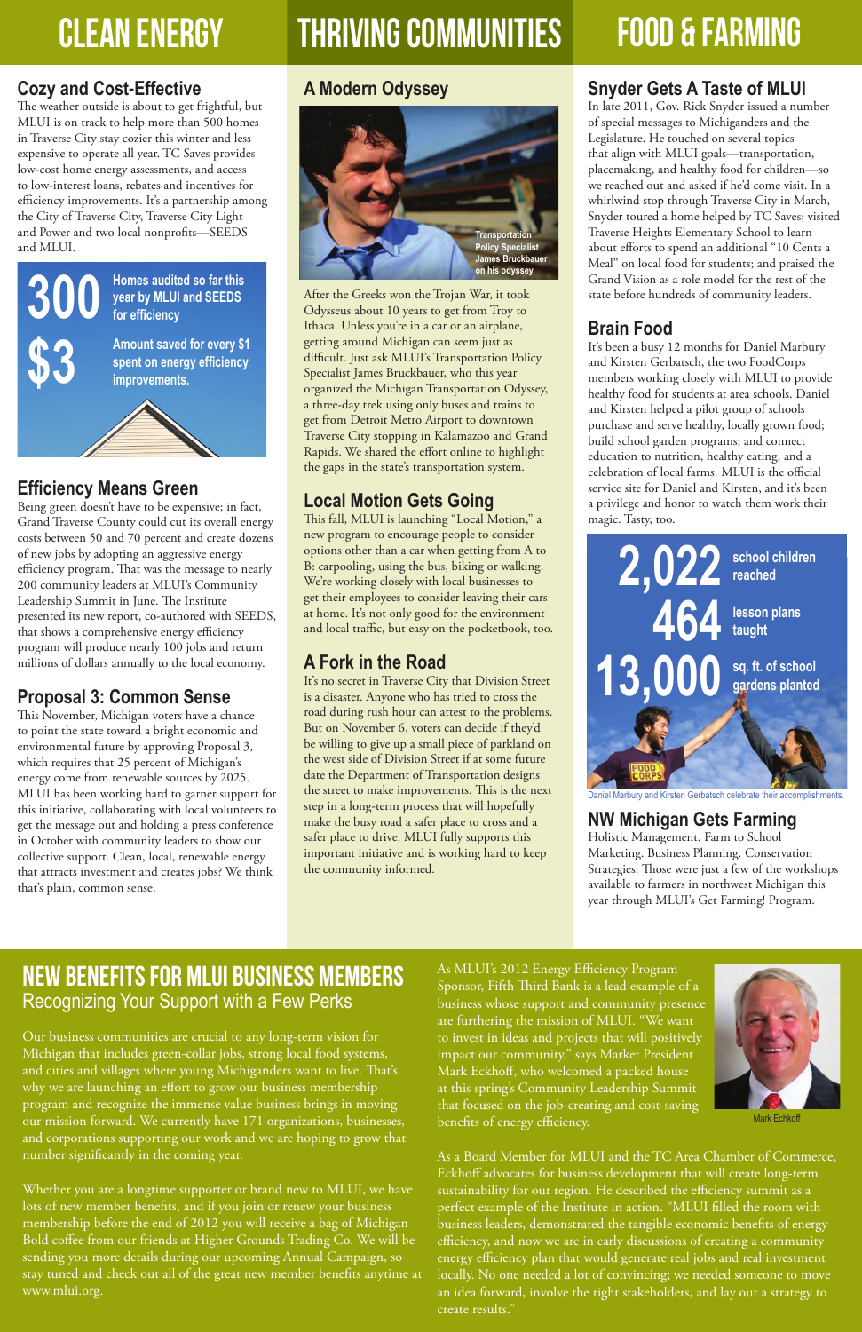# CLEAN ENERGY

## Cozy and Cost-Effective

The weather outside is about to get frightful, but MLUI is on track to help more than 500 homes in Traverse City stay cozier this winter and less expensive to operate all year. TC Saves provides low-cost home energy assessments, and access to low-interest loans, rebates and incentives for efficiency improvements. It's a partnership among the City of Traverse City, Traverse City Light and Power and two local nonprofits—SEEDS and MLUI.

**300** Homes audited so far this year by MLUI and SEEDS for efficiency

**$3** Amount saved for every $1 spent on energy efficiency improvements.

## Efficiency Means Green

Being green doesn't have to be expensive; in fact, Grand Traverse County could cut its overall energy costs between 50 and 70 percent and create dozens of new jobs by adopting an aggressive energy efficiency program. That was the message to nearly 200 community leaders at MLUI's Community Leadership Summit in June. The Institute presented its new report, co-authored with SEEDS, that shows a comprehensive energy efficiency program will produce nearly 100 jobs and return millions of dollars annually to the local economy.

## Proposal 3: Common Sense

This November, Michigan voters have a chance to point the state toward a bright economic and environmental future by approving Proposal 3, which requires that 25 percent of Michigan's energy come from renewable sources by 2025. MLUI has been working hard to garner support for this initiative, collaborating with local volunteers to get the message out and holding a press conference in October with community leaders to show our collective support. Clean, local, renewable energy that attracts investment and creates jobs? We think that's plain, common sense.

# THRIVING COMMUNITIES

## A Modern Odyssey

Transportation Policy Specialist James Bruckbauer on his odyssey

After the Greeks won the Trojan War, it took Odysseus about 10 years to get from Troy to Ithaca. Unless you're in a car or an airplane, getting around Michigan can seem just as difficult. Just ask MLUI's Transportation Policy Specialist James Bruckbauer, who this year organized the Michigan Transportation Odyssey, a three-day trek using only buses and trains to get from Detroit Metro Airport to downtown Traverse City stopping in Kalamazoo and Grand Rapids. We shared the effort online to highlight the gaps in the state's transportation system.

## Local Motion Gets Going

This fall, MLUI is launching "Local Motion," a new program to encourage people to consider options other than a car when getting from A to B: carpooling, using the bus, biking or walking. We're working closely with local businesses to get their employees to consider leaving their cars at home. It's not only good for the environment and local traffic, but easy on the pocketbook, too.

## A Fork in the Road

It's no secret in Traverse City that Division Street is a disaster. Anyone who has tried to cross the road during rush hour can attest to the problems. But on November 6, voters can decide if they'd be willing to give up a small piece of parkland on the west side of Division Street if at some future date the Department of Transportation designs the street to make improvements. This is the next step in a long-term process that will hopefully make the busy road a safer place to cross and a safer place to drive. MLUI fully supports this important initiative and is working hard to keep the community informed.

# FOOD & FARMING

## Snyder Gets A Taste of MLUI

In late 2011, Gov. Rick Snyder issued a number of special messages to Michiganders and the Legislature. He touched on several topics that align with MLUI goals—transportation, placemaking, and healthy food for children—so we reached out and asked if he'd come visit. In a whirlwind stop through Traverse City in March, Snyder toured a home helped by TC Saves; visited Traverse Heights Elementary School to learn about efforts to spend an additional "10 Cents a Meal" on local food for students; and praised the Grand Vision as a role model for the rest of the state before hundreds of community leaders.

## Brain Food

It's been a busy 12 months for Daniel Marbury and Kirsten Gerbatsch, the two FoodCorps members working closely with MLUI to provide healthy food for students at area schools. Daniel and Kirsten helped a pilot group of schools purchase and serve healthy, locally grown food; build school garden programs; and connect education to nutrition, healthy eating, and a celebration of local farms. MLUI is the official service site for Daniel and Kirsten, and it's been a privilege and honor to watch them work their magic. Tasty, too.

**2,022** school children reached

**464** lesson plans taught

**13,000** sq. ft. of school gardens planted

Daniel Marbury and Kirsten Gerbatsch celebrate their accomplishments.

## NW Michigan Gets Farming

Holistic Management. Farm to School Marketing. Business Planning. Conservation Strategies. Those were just a few of the workshops available to farmers in northwest Michigan this year through MLUI's Get Farming! Program.

# NEW BENEFITS FOR MLUI BUSINESS MEMBERS

## Recognizing Your Support with a Few Perks

Our business communities are crucial to any long-term vision for Michigan that includes green-collar jobs, strong local food systems, and cities and villages where young Michiganders want to live. That's why we are launching an effort to grow our business membership program and recognize the immense value business brings in moving our mission forward. We currently have 171 organizations, businesses, and corporations supporting our work and we are hoping to grow that number significantly in the coming year.

Whether you are a longtime supporter or brand new to MLUI, we have lots of new member benefits, and if you join or renew your business membership before the end of 2012 you will receive a bag of Michigan Bold coffee from our friends at Higher Grounds Trading Co. We will be sending you more details during our upcoming Annual Campaign, so stay tuned and check out all of the great new member benefits anytime at www.mlui.org.

As MLUI's 2012 Energy Efficiency Program Sponsor, Fifth Third Bank is a lead example of a business whose support and community presence are furthering the mission of MLUI. "We want to invest in ideas and projects that will positively impact our community," says Market President Mark Eckhoff, who welcomed a packed house at this spring's Community Leadership Summit that focused on the job-creating and cost-saving benefits of energy efficiency.

Mark Echkoff

As a Board Member for MLUI and the TC Area Chamber of Commerce, Eckhoff advocates for business development that will create long-term sustainability for our region. He described the efficiency summit as a perfect example of the Institute in action. "MLUI filled the room with business leaders, demonstrated the tangible economic benefits of energy efficiency, and now we are in early discussions of creating a community energy efficiency plan that would generate real jobs and real investment locally. No one needed a lot of convincing; we needed someone to move an idea forward, involve the right stakeholders, and lay out a strategy to create results."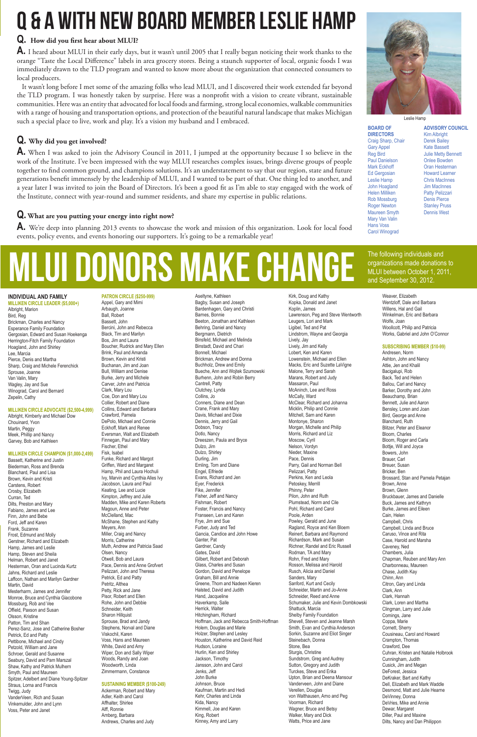# Q & A WITH NEW BOARD MEMBER LESLIE HAMP

**Q. How did you first hear about MLUI?**

**A.** I heard about MLUI in their early days, but it wasn't until 2005 that I really began noticing their work thanks to the orange "Taste the Local Difference" labels in area grocery stores. Being a staunch supporter of local, organic foods I was immediately drawn to the TLD program and wanted to know more about the organization that connected consumers to local producers.

It wasn't long before I met some of the amazing folks who lead MLUI, and I discovered their work extended far beyond the TLD program. I was honestly taken by surprise. Here was a nonprofit with a vision to create vibrant, sustainable communities. Here was an entity that advocated for local foods and farming, strong local economies, walkable communities with a range of housing and transportation options, and protection of the beautiful natural landscape that makes Michigan such a special place to live, work and play. It's a vision my husband and I embraced.

**Q. Why did you get involved?**

**A.** When I was asked to join the Advisory Council in 2011, I jumped at the opportunity because I so believe in the work of the Institute. I've been impressed with the way MLUI researches complex issues, brings diverse groups of people together to find common ground, and champions solutions. It's an understatement to say that our region, state and future generations benefit immensely by the leadership of MLUI, and I wanted to be part of that. One thing led to another, and a year later I was invited to join the Board of Directors. It's been a good fit as I'm able to stay engaged with the work of the Institute, connect with year-round and summer residents, and share my expertise in public relations.

**Q. What are you putting your energy into right now?**

**A.** We're deep into planning 2013 events to showcase the work and mission of this organization. Look for local food events, policy events, and events honoring our supporters. It's going to be a remarkable year!

Leslie Hamp

**BOARD OF DIRECTORS**
Craig Sharp, Chair
Gary Appel
Reg Bird
Paul Danielson
Mark Eckhoff
Ed Gergosian
Leslie Hamp
John Hoagland
Helen Milliken
Rob Mossburg
Roger Newton
Maureen Smyth
Mary Van Valin
Hans Voss
Carol Winograd

**ADVISORY COUNCIL**
Kim Albright
Derek Bailey
Kate Bassett
Julie Metty Bennett
Onlee Bowden
Oran Hesterman
Howard Learner
Chris MacInnes
Jim MacInnes
Patty Pelizzari
Denis Pierce
Stanley Pruss
Dennis West

# MLUI DONORS MAKE CHANGE

The following individuals and organizations made donations to MLUI between October 1, 2011, and September 30, 2012.

**INDIVIDUAL AND FAMILY**

**MILLIKEN CIRCLE LEADER ($5,000+)**
Albright, Marion
Bird, Reg
Brickman, Charles and Nancy
Esperance Family Foundation
Gergosian, Edward and Susan Hoekenga
Herrington-Fitch Family Foundation
Hoagland, John and Shirley
Lee, Marcia
Pierce, Denis and Martha
Sharp, Craig and Michele Ferenchick
Sprouse, Joanne
Van Valin, Mary
Wagley, Jay and Sue
Winograd, Carol and Bernard
Zepelin, Cathy

**MILLIKEN CIRCLE ADVOCATE ($2,500-4,999)**
Albright, Kimberly and Michael Dow
Chouinard, Yvon
Martin, Peggy
Meek, Phillip and Nancy
Garvey, Bob and Kathleen

**MILLIKEN CIRCLE CHAMPION ($1,000-2,499)**
Bassett, Katherine and Justin
Biederman, Ross and Brenda
Blanchard, Paul and Lisa
Brown, Kevin and Kristi
Carstens, Robert
Crosby, Elizabeth
Curran, Ted
Dilts, Preston and Mary
Fabiano, James and Lee
Finn, John and Bebe
Ford, Jeff and Karen
Frank, Suzanne
Frost, Edmund and Molly
Gerstner, Richard and Elizabeth
Hamp, James and Leslie
Hamp, Steven and Sheila
Helman, Robert and Janet
Hesterman, Oran and Lucinda Kurtz
Jahns, Richard and Leslie
Laffoon, Nathan and Marilyn Gardner
Martin, David
Mesterharm, James and Jennifer
Monroe, Bruce and Cynthia Giacobone
Mossburg, Rob and Vee
Offield, Paxson and Susan
Olsson, Kristine
Patton, Tim and Shan
Perez-Sanz, Jose and Catherine Bosher
Petrick, Ed and Patty
Pettibone, Michael and Cindy
Petzold, William and Jane
Schroer, Gerald and Susanne
Seabury, David and Pam Marszal
Shaw, Kathy and Patrick Mulhern
Smyth, Paul and Maureen
Spitzer, Adelbert and Diane Young-Spitzer
Straus, Lorna and Francis
Twigg, Judy
VanderVeen, Rich and Susan
Vinkemulder, John and Lynn
Voss, Peter and Janet

**PATRON CIRCLE ($250-999)**
Appel, Gary and Mimi
Arbaugh, Joanne
Ball, Robert
Bassett, John
Bercini, John and Rebecca
Black, Tim and Marilyn
Bos, Jim and Laura
Boucher, Rudrick and Mary Ellen
Brink, Paul and Amanda
Brown, Kevin and Kristi
Buchanan, Jim and Joan
Bull, William and Denise
Burke, Jerry and Michele
Carver, John and Patricia
Clark, Mary Lou
Coe, Don and Mary Lou
Collier, Robert and Diane
Collins, Edward and Barbara
Crawford, Pamela
DePolo, Michael and Connie
Eckhoff, Mark and Renee
Eversman, Walt and Elizabeth
Finnegan, Paul and Mary
Fischer, Ethel
Fisk, Isabel
Funke, Richard and Margot
Griffen, Ward and Margaret
Hamp, Phil and Laura Hochuli
Ivy, Marvin and Cynthia Alles Ivy
Jacobson, Laura and Paul
Keating, Lee and Lucie
Kimpton, Jeffrey and Julie
Madden, Mike and Karen Roberts
Magoun, Anne and Peter
McClelland, Mac
McShane, Stephen and Kathy
Meyers, Ann
Miller, Craig and Nancy
Morris, Catherine
Muth, Andrew and Patricia Saad
Olsen, Nancy
Otwell, Bob and Laura
Pace, Dennis and Anne Grofvert
Pelizzari, John and Theresa
Petrick, Ed and Patty
Petritz, Althea
Petty, Rick and Jane
Pisor, Robert and Ellen
Rohe, John and Debbie
Schneider, Keith
Sharon Hillquist
Sprouse, Brad and Jandy
Stephens, Norval and Diane
Viskochil, Karen
Voss, Hans and Maureen
White, David and Amy
Wiper, Don and Sally Wiper
Woods, Randy and Joan
Woodworth, Linda
Zimmermann, Constance

**SUSTAINING MEMBER ($100-249)**
Ackerman, Robert and Mary
Adler, Keith and Carol
Affhalter, Shirlee
Alff, Ronnie
Amberg, Barbara
Andrews, Charles and Judy
Aseltyne, Kathleen
Bagby, Susan and Joseph
Bardenhagen, Gary and Christi
Barnes, Bonnie
Beeton, Jonathan and Kathleen
Behring, Daniel and Nancy
Bergmann, Dietrich
Binsfeld, Michael and Melinda
Binstadt, David and Chari
Bonnell, Michael
Brickman, Andrew and Donna
Buchholz, Drew and Emily
Bueche, Ann and Wojtek Szumowski
Burhenn, John and Robin Berry
Cantrell, Patty
Clutchey, Lynda
Collins, Jo
Conners, Diane and Dean
Crane, Frank and Mary
Davis, Michael and Dixie
Dennis, Jerry and Gail
Dobson, Tracy
Dotlo, Nancy
Dreeszen, Paula and Bryce
Dulzo, Jim
Dulzo, Shirley
Durling, Jim
Emling, Tom and Diane
Engel, Elfriede
Evans, Richard and Jen
Eyer, Frederick
Fike, Jennifer
Fisher, Jeff and Nancy
Fishman, Robert
Foster, Francis and Nancy
Franseen, Len and Karen
Frye, Jim and Sue
Furber, Judy and Ted
Gancia, Candice and John Howe
Ganter, Pat
Gardner, Candy
Gates, David
Gilbert, Robert and Deborah
Glass, Charles and Susan
Gordon, David and Penelope
Graham, Bill and Annie
Greene, Thom and Nadeen Kieren
Halsted, David and Judith
Hand, Jacqueline
Haverkamp, Salle
Herrick, Walter
Hitchingham, Richard
Hoffman, Jack and Rebecca Smith-Hoffman
Holem, Douglas and Marie
Holzer, Stephen and Lesley
Houston, Katherine and David Reid
Hudson, Loraine
Hurlin, Ken and Shirley
Jackson, Timothy
Jansson, John and Carol
Jenks, Jeff
John Burke
Johnson, Bruce
Kaufman, Martin and Hedi
Kehr, Charles and Linda
Kida, Nancy
Kimmell, Joe and Karen
King, Robert
Kinney, Amy and Larry
Kirk, Doug and Kathy
Kopka, Donald and Janet
Koplin, James
Lawrenson, Peg and Steve Wentworth
Leugers, Lori and Mark
Ligibel, Ted and Pat
Lindstrom, Wayne and Georgia
Lively, Jay
Lively, Jim and Kelly
Lobert, Ken and Karen
Lowenstein, Michael and Ellen
Macks, Eric and Suzette LaVigne
Malone, Terry and Sarah
Marans, Robert and Judy
Massaron, Paul
McAninch, Lee and Ross
McCally, Ward
McClear, Richard and Johanna
Micklin, Philip and Connie
Mitchell, Sam and Karen
Montonye, Sharon
Morgan, Michelle and Philip
Morris, Richard and Liz
Moscow, Cyril
Nelson, Vordyn
Nieder, Maxine
Pace, Dennis
Parry, Gail and Norman Bell
Pelizzari, Patty
Perkins, Ken and Leola
Petoskey, Merrill
Phinny, Peter
Pilon, John and Ruth
Plumstead, Norm and Cile
Pohl, Richard and Carol
Poole, Arden
Powley, Gerald and June
Ragland, Royce and Ken Bloem
Reinert, Barbara and Raymond
Richardson, Mark and Susan
Richner, Randel and Eric Russell
Rodman, TA and Mary
Rohn, Fred and Mary
Rosson, Melissa and Harold
Rusch, Alicia and Daniel
Sanders, Mary
Sanford, Kurt and Cecily
Schneider, Martin and Jo-Anne
Schneider, Reed and Anne
Schumaker, Julie and Kevin Dombkowski
Shattuck, Marcia
Shelby Family Foundation
Shevell, Steven and Jeanne Marsh
Smith, Evan and Cynthia Anderson
Sorkin, Suzanne and Eliot Singer
Steinebach, Donna
Stone, Bea
Sturgis, Christine
Sundstrom, Greg and Audrey
Sutton, Gregory and Judith
Turckes, Steve and Erika
Upton, Brian and Deena Mansour
Vanderveen, John and Diane
Verellen, Douglas
von Walthausen, Arno and Peg
Voorman, Richard
Wagner, Bruce and Betsy
Walker, Mary and Dick
Watts, Price and Jane
Weaver, Elizabeth
Wentzloff, Dale and Barbara
Willens, Hal and Gail
Winkelman, Eric and Barbara
Wolfe, Joan
Woollcott, Philip and Patricia
Works, Gabriel and John O'Connor

**SUBSCRIBING MEMBER ($10-99)**
Andresen, Norm
Ashton, John and Nancy
Attie, Jen and Khalil
Bacigalupi, Rob
Back, Ted and Helen
Ballou, Carl and Nancy
Barker, Dorothy and John
Beauchamp, Brian
Bennett, Julie and Aaron
Bensley, Loren and Joan
Bird, George and Anne
Blanchard, Ruth
Blitzer, Peter and Eleanor
Bloom, Charles
Bloom, Roger and Carla
Bottje, Will and Joyce
Bowers, John
Brauer, Carl
Breuer, Susan
Bricker, Ben
Brossard, Stan and Pamela Petajan
Brown, Anne
Brown, Glenn
Bruckbauer, James and Danielle
Buck, James and Kathryn
Burke, James and Eileen
Cain, Helen
Campbell, Chris
Campbell, Linda and Bruce
Caruso, Vince and Rita
Case, Harold and Marsha
Caveney, Ned
Chambers, Julia
Chapman, Reuben and Mary Ann
Charbonneau, Maureen
Chase, Judith Kay
Chinn, Ann
Citron, Gary and Linda
Clark, Ann
Clark, Hannah
Clark, Loren and Martha
Clingman, Larry and Julie
Comings, Jane
Coppa, Marie
Cornett, Sherry
Cousineau, Carol and Howard
Crampton, Thomas
Crawford, Dee
Cuhran, Kristen and Natalie Holbrook
Cunningham, Judith
Cusick, Jim and Megan
DeForest, Jessica
DeKraker, Bart and Kathy
Dell, Elizabeth and Mark Waddle
Desmond, Matt and Julie Hearne
DeVinney, Donna
DeVries, Mike and Annie
Dewar, Margaret
Diller, Paul and Maxine
Dilts, Nancy and Dan Philippon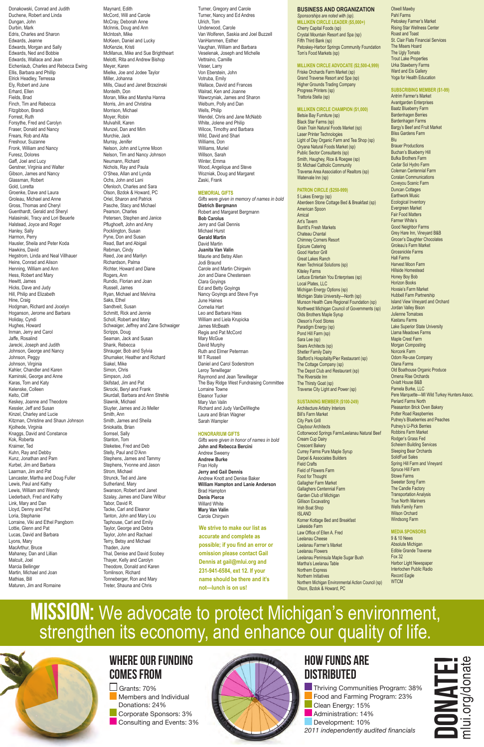Donakowski, Conrad and Judith
Duchene, Robert and Linda
Dungan, John
Durbin, Mark
Edris, Charles and Sharon
Edwards, Jeanne
Edwards, Morgan and Sally
Edwards, Ned and Bobbie
Edwards, Wallace and Jean
Eichenlaub, Charles and Rebecca Ewing
Ellis, Barbara and Phillip
Elrick Headley, Terressa
Ely, Robert and June
Erhard, Ellen
Fields, Brad
Finch, Tim and Rebecca
Fitzgibbon, Brandi
Forrest, Ruth
Forsythe, Fred and Carolyn
Fraser, Donald and Nancy
Frears, Rob and Alta
Freshour, Suzanne
Fronk, William and Nancy
Furesz, Dolores
Gaff, Joel and Lucy
Gerstner, Virginia and Walter
Gibson, James and Nancy
Glassman, Robert
Gold, Loretta
Groenke, Dave and Laura
Groleau, Michael and Anne
Gross, Thomas and Cheryl
Guenthardt, Gerald and Sheryl
Halasinski, Tracy and Lori Beuerle
Halstead, Joyce and Roger
Hanley, Sally
Harmon, Perry
Hausler, Sheila and Peter Koda
Hawkins, David
Hegstrom, Linda and Neal Villhauer
Heins, Conrad and Alison
Henning, William and Ann
Hess, Robert and Mary
Hewitt, James
Hicks, Dave and Judy
Hill, Philip and Elizabeth
Hine, Craig
Hodgman, Richard and Jocelyn
Hoganson, Jerome and Barbara
Holiday, Cyndi
Hughes, Howard
Inman, Jerry and Carol
Jaffe, Rosalind
Jarecki, Joseph and Judith
Johnson, George and Nancy
Johnson, Peggy
Johnson, Virginia
Kahler, Chandler and Karen
Kaminski, George and Anne
Karas, Tom and Katy
Kelenske, Colleen
Kelto, Cliff
Keskey, Joanne and Theodore
Kessler, Jeff and Susan
Kinzel, Charley and Lucie
Kitzman, Christine and Shaun Johnson
Kjolhede, Virginia
Knaggs, David and Constance
Kok, Roberta
Kraimer, Ted
Kuhn, Ray and Debby
Kunz, Jonathan and Pam
Kurbel, Jim and Barbara
Laarman, Jim and Pat
Lancaster, Martha and Doug Fuller
Lewis, Paul and Kathy
Lewis, William and Wendy
Liederbach, Fred and Kathy
Link, Mary and Dan
Lloyd, Denny and Pat
Loria, Stephanie
Lorraine, Viki and Ethel Pangborn
Lottie, Glenn and Pat
Lucas, David and Barbara
Lyons, Mary
MacArthur, Bruce
Mahaney, Dan and Lillian
Malcuit, Joel
Marcia Bellinger
Martin, Michael and Joan
Mathias, Bill
Maturen, Jim and Romaine
Maynard, Edith
McCord, Will and Carole
McCray, Deborah Anne
McInnis, Doug and Ann
McIntosh, Mike
McKeen, Daniel and Lucky
McKenzie, Kristi
McManus, Mike and Sue Brightheart
Melotti, Rita and Andrew Bishop
Meyer, Karen
Mielke, Joe and Jodee Taylor
Miller, Johanna
Mills, Claud and Janet Brzezinski
Monteith, Don
Moran, Mike and Marsha Hanna
Morris, Jim and Christina
Morrison, Michael
Moyer, Robin
Mulvahill, Karen
Munzel, Dan and Mim
Murchie, Jack
Murray, Jenifer
Nelson, John and Lynne Moon
Nelson, Tim and Nancy Johnson
Neumann, Richard
Nichols, Ray and Paula
O'Shea, Allan and Lynda
Ochs, John and Lani
Ofenloch, Charles and Sara
Olson, Bzdok & Howard, PC
Oriel, Sharon and Patrick
Pasche, Stacy and Michael
Pearson, Charles
Petersen, Stephen and Janice
Pflughoeft, John and Amy
Pocklington, Susan
Pyne, Don and Susan
Read, Bart and Abigail
Rebman, Cindy
Reed, Joe and Marilyn
Richardson, Palma
Richter, Howard and Diane
Rogers, Ann
Rundio, Florian and Joan
Russell, James
Ryan, Michael and Melvina
Saks, Ethel
Sandtveit, Susan
Schmitt, Rick and Jennie
Scholl, Robert and Mary
Schwaiger, Jeffrey and Zane Schwaiger
Scripps, Doug
Seaman, Jack and Susan
Shank, Rebecca
Shrauger, Bob and Sylvia
Shumaker, Heather and Richard
Siakel, Mike
Simon, Chris
Simpson, Jodi
Skifstad, Jim and Pat
Skrocki, Beryl and Frank
Skurdall, Barbara and Ann Strehle
Slawnik, Michael
Sluyter, James and Jo Meller
Smith, Ann
Smith, James and Sheila
Sniokaitis, Brian
Somsel, Sally
Stanton, Tom
Steketee, Fred and Deb
Stelly, Paul and D'Ann
Stephens, James and Tammy
Stephens, Yvonne and Jason
Strom, Michael
Strunck, Ted and Jane
Sutherland, Mary
Swanson, Robert and Janet
Szalay, James and Diane Wilbur
Tabor, David R.
Tacke, Carl and Eleanor
Tanton, John and Mary Lou
Taphouse, Carl and Emily
Taylor, George and Debra
Taylor, John and Rachael
Terry, Betsy and Michael
Thaden, June
Thal, Denise and David Scobey
Thayer, Kelly and Carolyn
Theodore, Donald and Karen
Tomlinson, Richard
Tonneberger, Ron and Mary
Treter, Shauna and Chris
Turner, Gregory and Carole
Turner, Nancy and Ed Andres
Ulrich, Tom
Underwood, Carole
Van Wolferen, Saskia and Joel Buzzell
VanHammen, Esther
Vaughan, William and Barbara
Veselenak, Joseph and Michelle
Vettraino, Camille
Visser, Larry
Von Eberstein, John
Votruba, Emily
Wallace, David and Frances
Walrad, Ken and Joanne
Wawrzyniak, James and Sharon
Welburn, Polly and Dan
Wells, Philip
Wendel, Chris and Jane McNabb
White, Jolene and Philip
Wilcox, Timothy and Barbara
Wild, David and Shari
Williams, Don
Williams, Muriel
Willson, Sarah
Winter, Emma
Wood, Angelique and Steve
Wozniak, Doug and Margaret
Zaski, Frank

## MEMORIAL GIFTS

*Gifts were given in memory of names in bold*

**Dietrich Bergmann**
Robert and Margaret Bergmann
**Bob Carolus**
Jerry and Gail Dennis
Michael Hurst
**Gerald Martin**
David Martin
**Juanita Van Valin**
Maurie and Betsy Allen
Jodi Braund
Carole and Martin Chirgwin
Jon and Diane Chestensen
Clara Goyings
Ed and Betty Goyings
Nancy Goyings and Steve Frye
June Haines
Cornelia Hart
Leo and Barbara Hass
William and Liela Krupicka
James McBeath
Regis and Pat McCord
Mary McGue
David Murphy
Ruth and Elmer Peterman
M T Russell
Daniel and Carol Soderstrom
Leroy Terwillegar
Raymond and Jean Terwillegar
The Bay Ridge West Fundraising Committee
Lorraine Towne
Eleanor Tucker
Mary Van Valin
Richard and Judy VanDeWeghe
Laura and Brian Wagner
Sarah Wampler

## HONORARIUM GIFTS

*Gifts were given in honor of names in bold*

**John and Rebecca Bercini**
Andrew Sweeny
**Andrew Burke**
Fran Holly
**Jerry and Gail Dennis**
Andrew Knott and Denise Baker
**William Hampton and Lanie Anderson**
Brad Hampton
**Denis Pierce**
Willard White
**Mary Van Valin**
Carole Chirgwin

**We strive to make our list as accurate and complete as possible; if you find an error or omission please contact Gail Dennis at gail@mlui.org and 231-941-6584, ext 12. If your name should be there and it's not—lunch is on us!**

## BUSINESS AND ORGANIZATION

*Sponsorships are noted with (sp).*

### MILLIKEN CIRCLE LEADER ($5,000+)
Cherry Capital Foods (sp)
Crystal Mountain Resort and Spa (sp)
Fifth Third Bank (sp)
Petoskey-Harbor Springs Community Foundation
Tom's Food Markets (sp)

### MILLIKEN CIRCLE ADVOCATE ($2,500-4,999)
Friske Orchards Farm Market (sp)
Grand Traverse Resort and Spa (sp)
Higher Grounds Trading Company
Progress Printers (sp)
Trattoria Stella (sp)

### MILLIKEN CIRCLE CHAMPION ($1,000)
Betsie Bay Furniture (sp)
Black Star Farms (sp)
Grain Train Natural Foods Market (sp)
Laser Printer Technologies
Light of Day Organic Farm and Tea Shop (sp)
Oryana Natural Foods Market (sp)
Public Sector Consultants (sp)
Smith, Haughey, Rice & Roegge (sp)
St. Michael Catholic Community
Traverse Area Association of Realtors (sp)
Waterväle Inn (sp)

### PATRON CIRCLE ($250-999)
5 Lakes Energy (sp)
Aberdeen Stone Cottage Bed & Breakfast (sp)
American Spoon
Amical
Art's Tavern
Burritt's Fresh Markets
Chateau Chantal
Chimney Corners Resort
Epicure Catering
Good Harbor Grill
Great Lakes Ranch
Keen Technical Solutions (sp)
Kiteley Farms
Lettuce Entertain You Enterprises (sp)
Local Plates, LLC
Michigan Energy Options (sp)
Michigan State University—North (sp)
Munson Health Care Regional Foundation (sp)
Northwest Michigan Council of Governments (sp)
Olds Brothers Maple Syrup
Oleson's Food Stores
Paradigm Energy (sp)
Pond Hill Farm (sp)
Sara Lee (sp)
Sears Architects (sp)
Shetler Family Dairy
Stafford's Hospitality/Pier Restaurant (sp)
The Cottage Company (sp)
The Depot Club and Restaurant (sp)
The Riverside Inn
The Thirsty Goat (sp)
Traverse City Light and Power (sp)

### SUSTAINING MEMBER ($100-249)
Architecture Artistry Interiors
Bill's Farm Market
City Park Grill
Claybour Architects
Cottonwood Springs Farm/Leelanau Natural Beef
Cream Cup Dairy
Crescent Bakery
Currey Farms Pure Maple Syrup
Darpel & Associates Builders
Field Crafts
Field of Flowers Farm
Food for Thought
Gallagher Farm Market
Gallaghers Centennial Farm
Garden Club of Michigan
Gillison Excavating
Irish Boat Shop
ISLAND
Korner Kottage Bed and Breakfast
Lakeside Farm
Law Office of Ellen A. Fred
Leelanau Cheese
Leelanau Farmer's Market
Leelanau Flowers
Leelanau Peninsula Maple Sugar Bush
Martha's Leelanau Table
Northern Express
Northern Initiatives
Northern Michigan Environmental Action Council (sp)
Olson, Bzdok & Howard, PC
Otwell Mawby
Pahl Farms
Petoskey Farmer's Market
Rising Star Wellness Center
Roast and Toast
St. Clair Flats Financial Services
The Misers Hoard
The Ugly Tomato
Trout Lake Properties
Urka Stawberry Farms
Ward and Eis Gallery
Yoga for Health Education

### SUBSCRIBING MEMBER ($1-99)
Antrim Farmer's Market
Avantgarden Enterprises
Baatz Blueberry Farm
Bardenhagen Berries
Bardenhagen Farms
Bargy's Beef and Fruit Market
Bliss Gardens Farm
Blu
Brauer Productions
Buchan's Blueberry Hill
Bufka Brothers Farm
Cedar Sol Hydro Farm
Coleman Centennial Farm
Coralan Communications
Coveyou Scenic Farm
Duncan Cottages
Earthwork Music
Ecological Inventory
Evergreen Market
Fair Food Matters
Farmer White's
Good Neighbor Farms
Grey Hare Inn, Vineyard B&B
Grocer's Daughter Chocolates
Groleau's Farm Market
Grossnickle Farms
Hall Farms
Harvest Moon Farm
Hillside Homestead
Honey Boy Bob
Horizon Books
Hoxsie's Farm Market
Hubbell Farm Partnership
Island View Vineyard and Orchard
Jordan Valley Bison
Julienne Tomatoes
Kastanu Farms
Lake Superior State University
Llama Meadows Farms
Maple Crest Farm
Morgan Composting
Norconk Farm
Odom Re-use Company
Olana Farms
Old Boathouse Organic Produce
Omena Rise Orchards
Oviatt House B&B
Pamela Burke, LLC
Pere Marquette—MI Wild Turkey Hunters Assoc.
Periard Farms North
Pleasanton Brick Oven Bakery
Potter Road Raspberries
Putney's Blueberries and Peaches
Putney's U-Pick Berries
Robbins Farm Market
Rodger's Grass Fed
Scheiern Building Services
Sleeping Bear Orchards
SolidFuel Sales
Spring Hill Farm and Vineyard
Spruce Hill Farm
Stowe Farms
Sweeter Song Farm
The Candle Factory
Transportation Analysis
True North Mariners
Wells Family Farm
Wilson Orchard
Windsong Farm

### MEDIA SPONSORS
9 & 10 News
Absolute Michigan
Edible Grande Traverse
Fox 32
Harbor Light Newspaper
Interlochen Public Radio
Record Eagle
WTCM

# MISSION: We advocate to protect Michigan's environment, strengthen its economy, and enhance our quality of life.

## WHERE OUR FUNDING COMES FROM

- Grants: 70%
- Members and Individual Donations: 24%
- Corporate Sponsors: 3%
- Consulting and Events: 3%

## HOW FUNDS ARE DISTRIBUTED

- Thriving Communities Program: 38%
- Food and Farming Program: 23%
- Clean Energy: 15%
- Administration: 14%
- Development: 10%

*2011 independently audited financials*

**DONATE!** mlui.org/donate